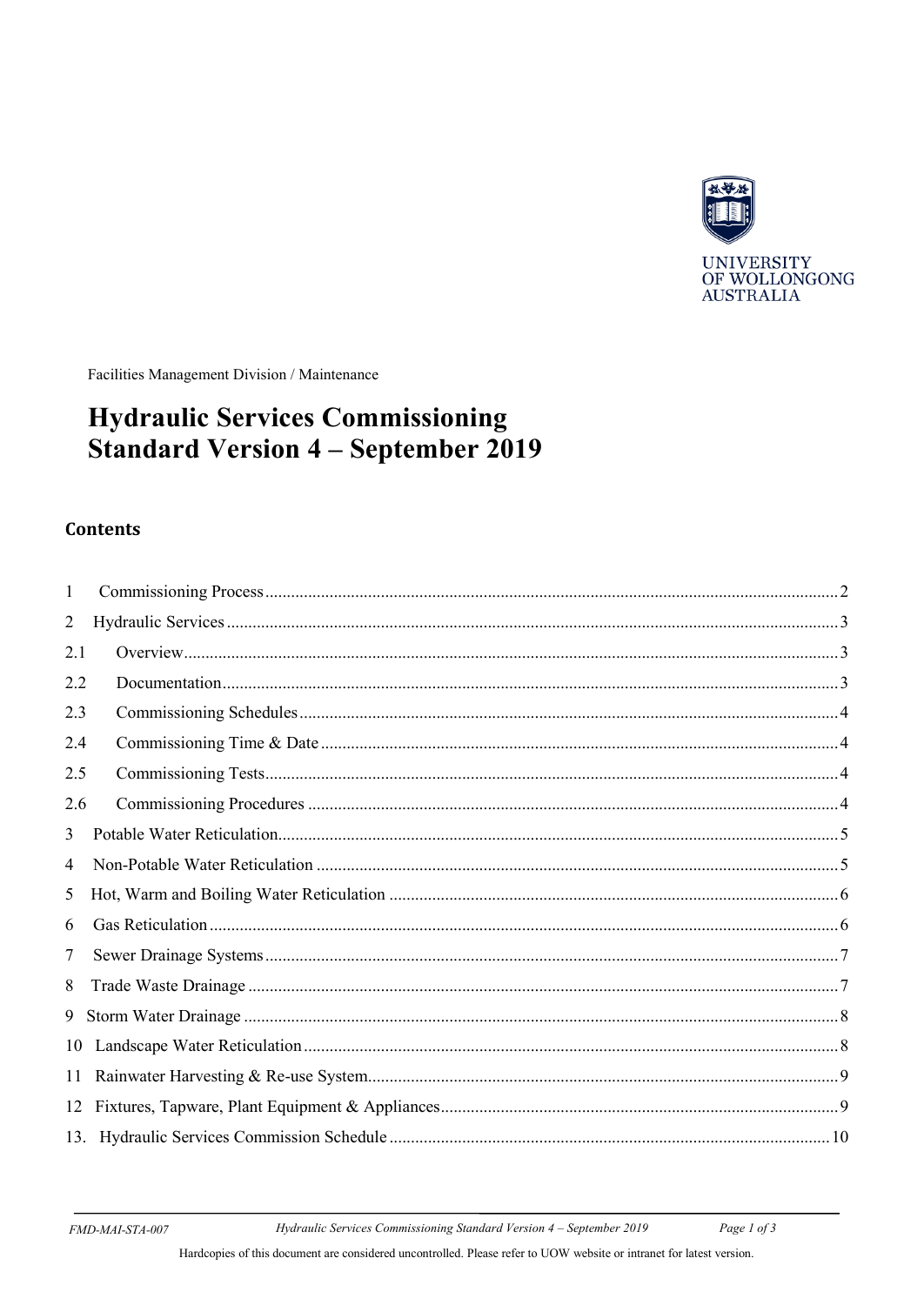UNIVERSITY OF WOLLONGONG AUSTRALIA

Facilities Management Division / Maintenance

# Hydraulic Services Commissioning Standard Version 4 – September 2019

## Contents

| | | |
|---|---|---|
| 1 | Commissioning Process | 2 |
| 2 | Hydraulic Services | 3 |
| 2.1 | Overview | 3 |
| 2.2 | Documentation | 3 |
| 2.3 | Commissioning Schedules | 4 |
| 2.4 | Commissioning Time & Date | 4 |
| 2.5 | Commissioning Tests | 4 |
| 2.6 | Commissioning Procedures | 4 |
| 3 | Potable Water Reticulation | 5 |
| 4 | Non-Potable Water Reticulation | 5 |
| 5 | Hot, Warm and Boiling Water Reticulation | 6 |
| 6 | Gas Reticulation | 6 |
| 7 | Sewer Drainage Systems | 7 |
| 8 | Trade Waste Drainage | 7 |
| 9 | Storm Water Drainage | 8 |
| 10 | Landscape Water Reticulation | 8 |
| 11 | Rainwater Harvesting & Re-use System | 9 |
| 12 | Fixtures, Tapware, Plant Equipment & Appliances | 9 |
| 13. | Hydraulic Services Commission Schedule | 10 |

Hardcopies of this document are considered uncontrolled. Please refer to UOW website or intranet for latest version.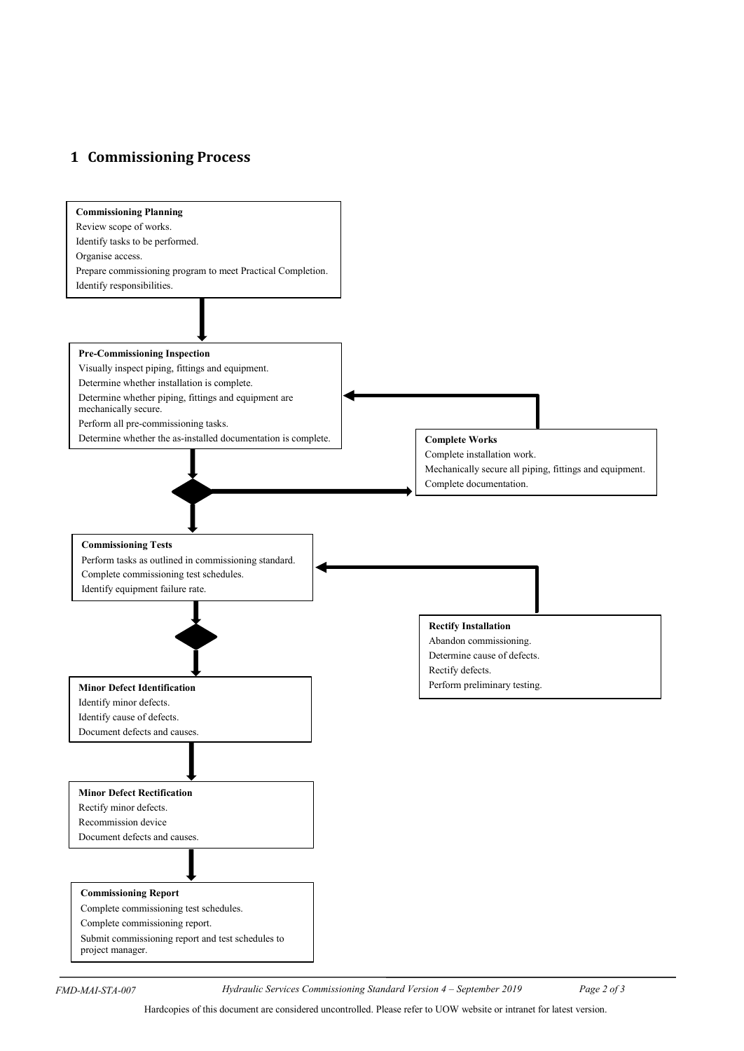# 1 Commissioning Process

**Commissioning Planning**

Review scope of works.

Identify tasks to be performed.

Organise access.

Prepare commissioning program to meet Practical Completion.

Identify responsibilities.

**Pre-Commissioning Inspection**

Visually inspect piping, fittings and equipment.

Determine whether installation is complete.

Determine whether piping, fittings and equipment are mechanically secure.

Perform all pre-commissioning tasks.

Determine whether the as-installed documentation is complete.

**Complete Works**

Complete installation work.

Mechanically secure all piping, fittings and equipment.

Complete documentation.

**Commissioning Tests**

Perform tasks as outlined in commissioning standard.

Complete commissioning test schedules.

Identify equipment failure rate.

**Rectify Installation**

Abandon commissioning.

Determine cause of defects.

Rectify defects.

Perform preliminary testing.

**Minor Defect Identification**

Identify minor defects.

Identify cause of defects.

Document defects and causes.

**Minor Defect Rectification**

Rectify minor defects.

Recommission device

Document defects and causes.

**Commissioning Report**

Complete commissioning test schedules.

Complete commissioning report.

Submit commissioning report and test schedules to project manager.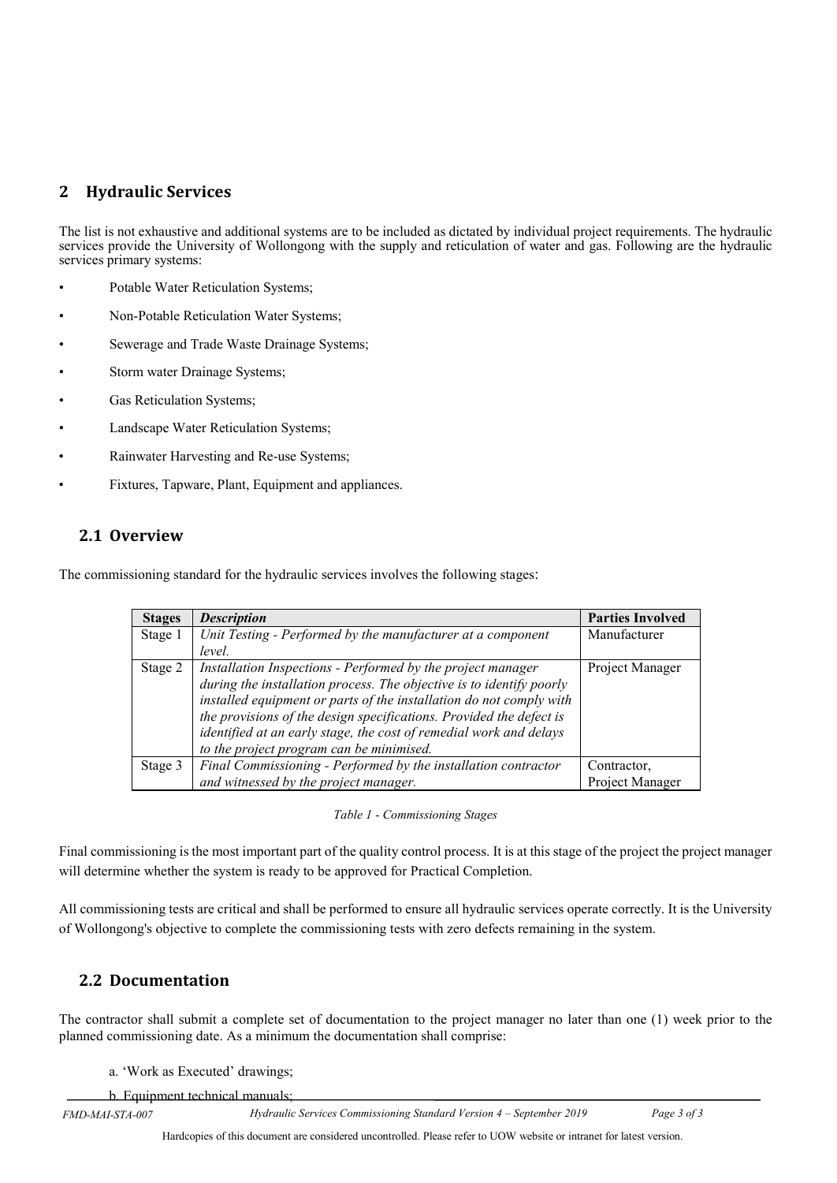## 2 Hydraulic Services

The list is not exhaustive and additional systems are to be included as dictated by individual project requirements. The hydraulic services provide the University of Wollongong with the supply and reticulation of water and gas. Following are the hydraulic services primary systems:

- Potable Water Reticulation Systems;
- Non-Potable Reticulation Water Systems;
- Sewerage and Trade Waste Drainage Systems;
- Storm water Drainage Systems;
- Gas Reticulation Systems;
- Landscape Water Reticulation Systems;
- Rainwater Harvesting and Re-use Systems;
- Fixtures, Tapware, Plant, Equipment and appliances.

### 2.1 Overview

The commissioning standard for the hydraulic services involves the following stages:

| Stages | *Description* | Parties Involved |
| --- | --- | --- |
| Stage 1 | *Unit Testing - Performed by the manufacturer at a component level.* | Manufacturer |
| Stage 2 | *Installation Inspections - Performed by the project manager during the installation process. The objective is to identify poorly installed equipment or parts of the installation do not comply with the provisions of the design specifications. Provided the defect is identified at an early stage, the cost of remedial work and delays to the project program can be minimised.* | Project Manager |
| Stage 3 | *Final Commissioning - Performed by the installation contractor and witnessed by the project manager.* | Contractor, Project Manager |

*Table 1 - Commissioning Stages*

Final commissioning is the most important part of the quality control process. It is at this stage of the project the project manager will determine whether the system is ready to be approved for Practical Completion.

All commissioning tests are critical and shall be performed to ensure all hydraulic services operate correctly. It is the University of Wollongong's objective to complete the commissioning tests with zero defects remaining in the system.

### 2.2 Documentation

The contractor shall submit a complete set of documentation to the project manager no later than one (1) week prior to the planned commissioning date. As a minimum the documentation shall comprise:

a. 'Work as Executed' drawings;

b. Equipment technical manuals;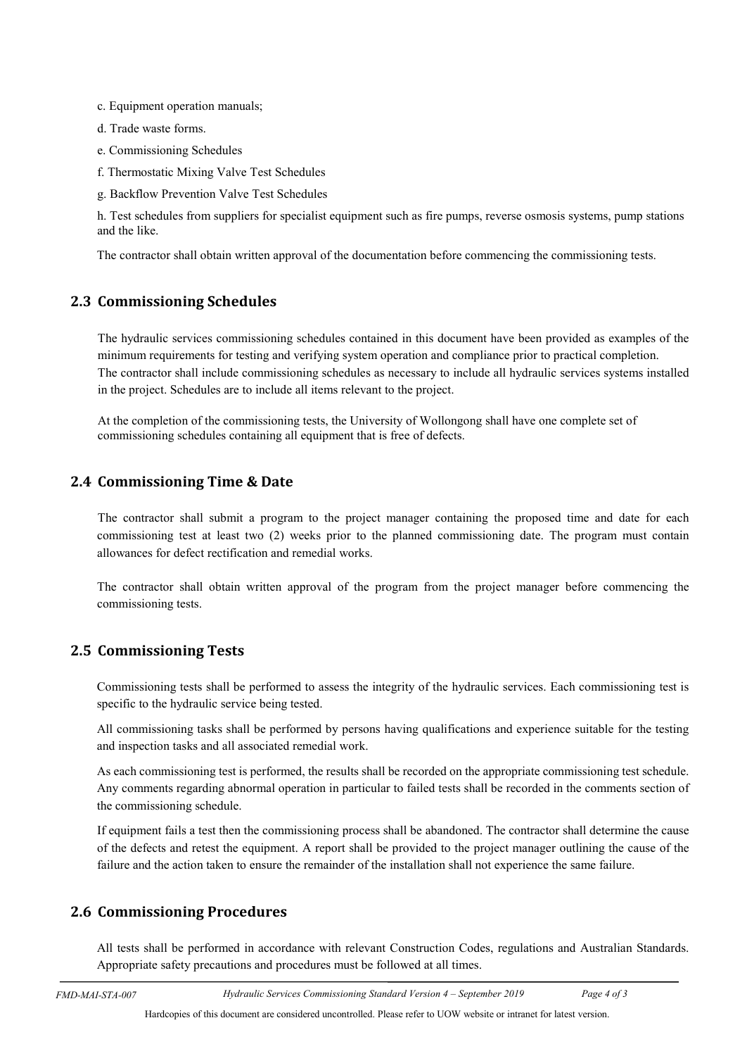c. Equipment operation manuals;

d. Trade waste forms.

e. Commissioning Schedules

f. Thermostatic Mixing Valve Test Schedules

g. Backflow Prevention Valve Test Schedules

h. Test schedules from suppliers for specialist equipment such as fire pumps, reverse osmosis systems, pump stations and the like.

The contractor shall obtain written approval of the documentation before commencing the commissioning tests.

## 2.3 Commissioning Schedules

The hydraulic services commissioning schedules contained in this document have been provided as examples of the minimum requirements for testing and verifying system operation and compliance prior to practical completion. The contractor shall include commissioning schedules as necessary to include all hydraulic services systems installed in the project. Schedules are to include all items relevant to the project.

At the completion of the commissioning tests, the University of Wollongong shall have one complete set of commissioning schedules containing all equipment that is free of defects.

## 2.4 Commissioning Time & Date

The contractor shall submit a program to the project manager containing the proposed time and date for each commissioning test at least two (2) weeks prior to the planned commissioning date. The program must contain allowances for defect rectification and remedial works.

The contractor shall obtain written approval of the program from the project manager before commencing the commissioning tests.

## 2.5 Commissioning Tests

Commissioning tests shall be performed to assess the integrity of the hydraulic services. Each commissioning test is specific to the hydraulic service being tested.

All commissioning tasks shall be performed by persons having qualifications and experience suitable for the testing and inspection tasks and all associated remedial work.

As each commissioning test is performed, the results shall be recorded on the appropriate commissioning test schedule. Any comments regarding abnormal operation in particular to failed tests shall be recorded in the comments section of the commissioning schedule.

If equipment fails a test then the commissioning process shall be abandoned. The contractor shall determine the cause of the defects and retest the equipment. A report shall be provided to the project manager outlining the cause of the failure and the action taken to ensure the remainder of the installation shall not experience the same failure.

## 2.6 Commissioning Procedures

All tests shall be performed in accordance with relevant Construction Codes, regulations and Australian Standards. Appropriate safety precautions and procedures must be followed at all times.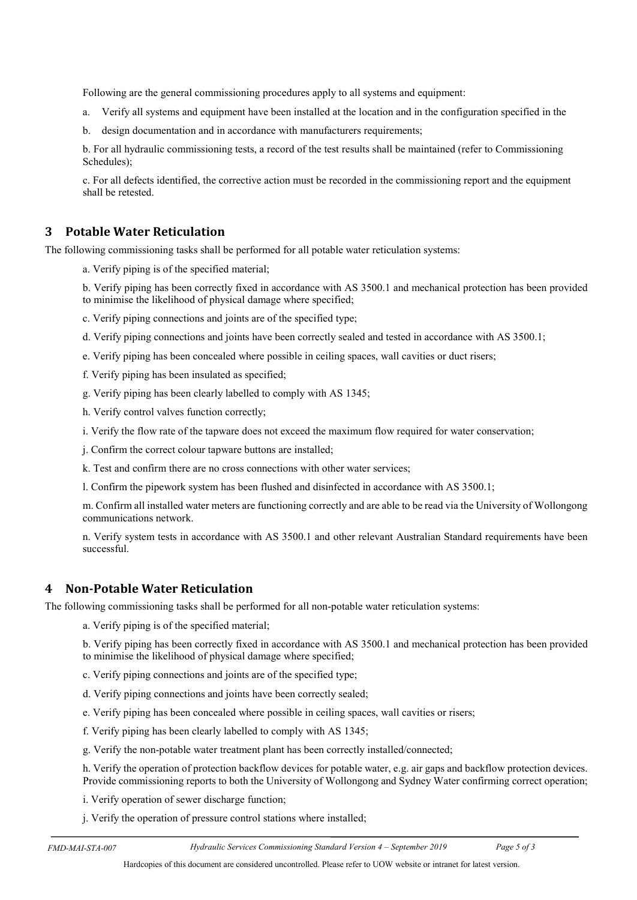Following are the general commissioning procedures apply to all systems and equipment:

a. Verify all systems and equipment have been installed at the location and in the configuration specified in the

b. design documentation and in accordance with manufacturers requirements;

b. For all hydraulic commissioning tests, a record of the test results shall be maintained (refer to Commissioning Schedules);

c. For all defects identified, the corrective action must be recorded in the commissioning report and the equipment shall be retested.

## 3 Potable Water Reticulation

The following commissioning tasks shall be performed for all potable water reticulation systems:

a. Verify piping is of the specified material;

b. Verify piping has been correctly fixed in accordance with AS 3500.1 and mechanical protection has been provided to minimise the likelihood of physical damage where specified;

c. Verify piping connections and joints are of the specified type;

d. Verify piping connections and joints have been correctly sealed and tested in accordance with AS 3500.1;

e. Verify piping has been concealed where possible in ceiling spaces, wall cavities or duct risers;

f. Verify piping has been insulated as specified;

g. Verify piping has been clearly labelled to comply with AS 1345;

h. Verify control valves function correctly;

i. Verify the flow rate of the tapware does not exceed the maximum flow required for water conservation;

j. Confirm the correct colour tapware buttons are installed;

k. Test and confirm there are no cross connections with other water services;

l. Confirm the pipework system has been flushed and disinfected in accordance with AS 3500.1;

m. Confirm all installed water meters are functioning correctly and are able to be read via the University of Wollongong communications network.

n. Verify system tests in accordance with AS 3500.1 and other relevant Australian Standard requirements have been successful.

## 4 Non-Potable Water Reticulation

The following commissioning tasks shall be performed for all non-potable water reticulation systems:

a. Verify piping is of the specified material;

b. Verify piping has been correctly fixed in accordance with AS 3500.1 and mechanical protection has been provided to minimise the likelihood of physical damage where specified;

c. Verify piping connections and joints are of the specified type;

d. Verify piping connections and joints have been correctly sealed;

e. Verify piping has been concealed where possible in ceiling spaces, wall cavities or risers;

f. Verify piping has been clearly labelled to comply with AS 1345;

g. Verify the non-potable water treatment plant has been correctly installed/connected;

h. Verify the operation of protection backflow devices for potable water, e.g. air gaps and backflow protection devices. Provide commissioning reports to both the University of Wollongong and Sydney Water confirming correct operation;

i. Verify operation of sewer discharge function;

j. Verify the operation of pressure control stations where installed;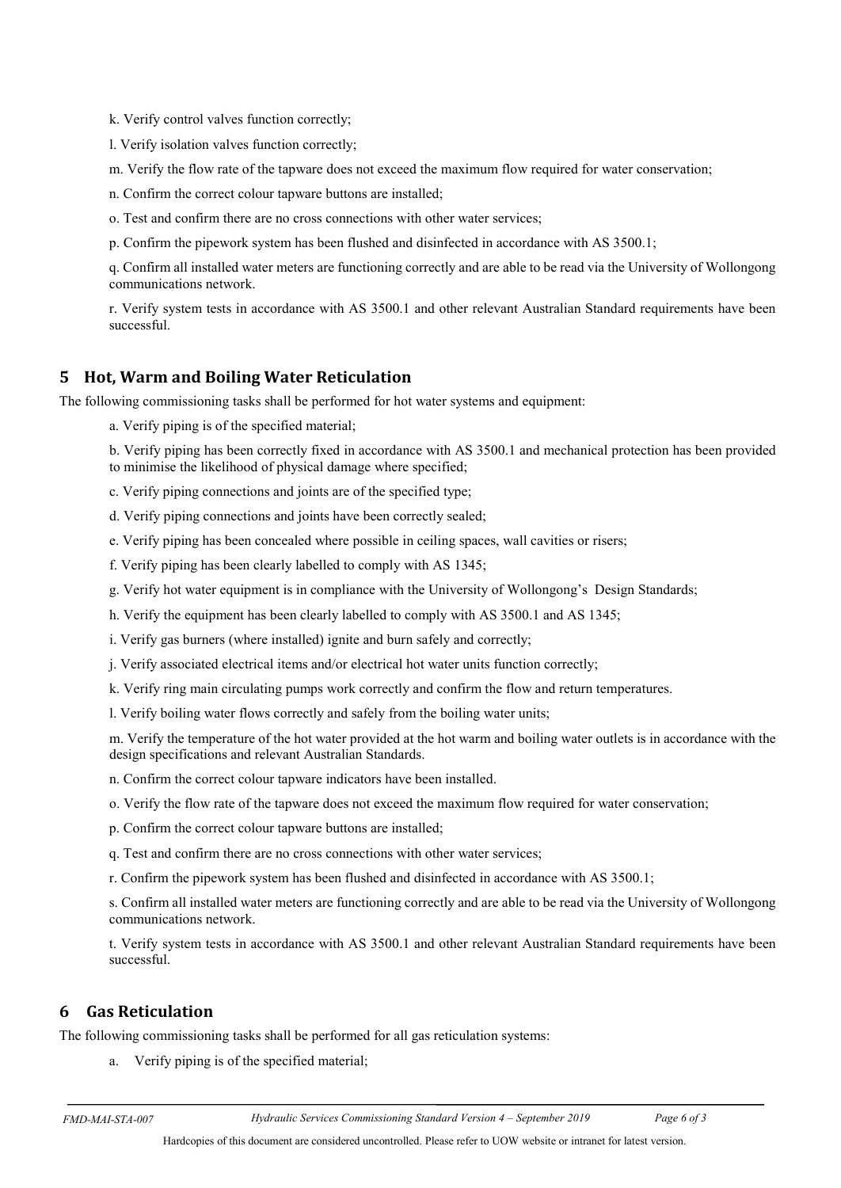k. Verify control valves function correctly;

l. Verify isolation valves function correctly;

m. Verify the flow rate of the tapware does not exceed the maximum flow required for water conservation;

n. Confirm the correct colour tapware buttons are installed;

o. Test and confirm there are no cross connections with other water services;

p. Confirm the pipework system has been flushed and disinfected in accordance with AS 3500.1;

q. Confirm all installed water meters are functioning correctly and are able to be read via the University of Wollongong communications network.

r. Verify system tests in accordance with AS 3500.1 and other relevant Australian Standard requirements have been successful.

## 5 Hot, Warm and Boiling Water Reticulation

The following commissioning tasks shall be performed for hot water systems and equipment:

a. Verify piping is of the specified material;

b. Verify piping has been correctly fixed in accordance with AS 3500.1 and mechanical protection has been provided to minimise the likelihood of physical damage where specified;

c. Verify piping connections and joints are of the specified type;

d. Verify piping connections and joints have been correctly sealed;

e. Verify piping has been concealed where possible in ceiling spaces, wall cavities or risers;

f. Verify piping has been clearly labelled to comply with AS 1345;

g. Verify hot water equipment is in compliance with the University of Wollongong's Design Standards;

h. Verify the equipment has been clearly labelled to comply with AS 3500.1 and AS 1345;

i. Verify gas burners (where installed) ignite and burn safely and correctly;

j. Verify associated electrical items and/or electrical hot water units function correctly;

k. Verify ring main circulating pumps work correctly and confirm the flow and return temperatures.

l. Verify boiling water flows correctly and safely from the boiling water units;

m. Verify the temperature of the hot water provided at the hot warm and boiling water outlets is in accordance with the design specifications and relevant Australian Standards.

n. Confirm the correct colour tapware indicators have been installed.

o. Verify the flow rate of the tapware does not exceed the maximum flow required for water conservation;

p. Confirm the correct colour tapware buttons are installed;

q. Test and confirm there are no cross connections with other water services;

r. Confirm the pipework system has been flushed and disinfected in accordance with AS 3500.1;

s. Confirm all installed water meters are functioning correctly and are able to be read via the University of Wollongong communications network.

t. Verify system tests in accordance with AS 3500.1 and other relevant Australian Standard requirements have been successful.

## 6 Gas Reticulation

The following commissioning tasks shall be performed for all gas reticulation systems:

a. Verify piping is of the specified material;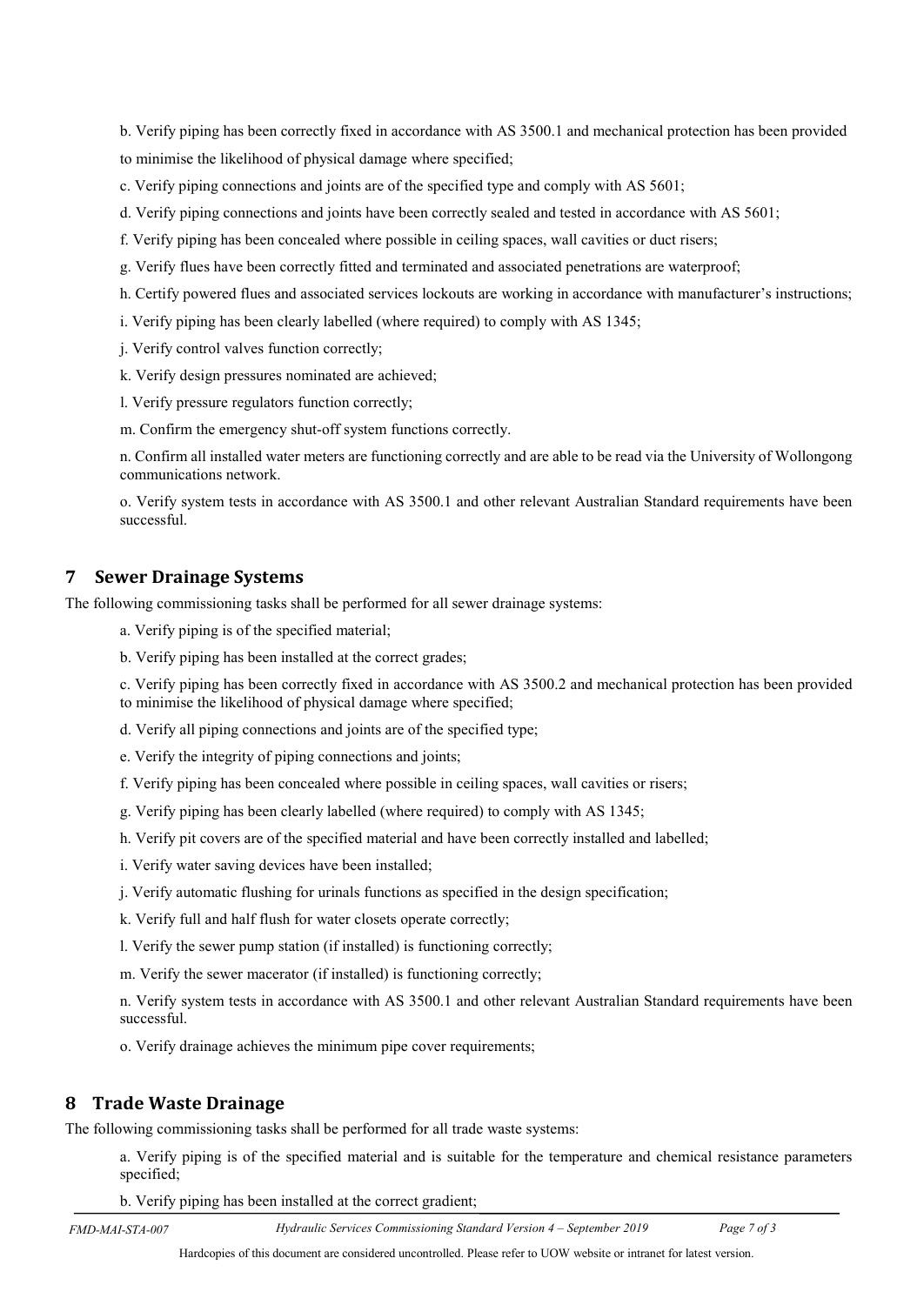b. Verify piping has been correctly fixed in accordance with AS 3500.1 and mechanical protection has been provided to minimise the likelihood of physical damage where specified;

c. Verify piping connections and joints are of the specified type and comply with AS 5601;

d. Verify piping connections and joints have been correctly sealed and tested in accordance with AS 5601;

f. Verify piping has been concealed where possible in ceiling spaces, wall cavities or duct risers;

g. Verify flues have been correctly fitted and terminated and associated penetrations are waterproof;

h. Certify powered flues and associated services lockouts are working in accordance with manufacturer's instructions;

i. Verify piping has been clearly labelled (where required) to comply with AS 1345;

j. Verify control valves function correctly;

k. Verify design pressures nominated are achieved;

l. Verify pressure regulators function correctly;

m. Confirm the emergency shut-off system functions correctly.

n. Confirm all installed water meters are functioning correctly and are able to be read via the University of Wollongong communications network.

o. Verify system tests in accordance with AS 3500.1 and other relevant Australian Standard requirements have been successful.

## 7 Sewer Drainage Systems

The following commissioning tasks shall be performed for all sewer drainage systems:

a. Verify piping is of the specified material;

b. Verify piping has been installed at the correct grades;

c. Verify piping has been correctly fixed in accordance with AS 3500.2 and mechanical protection has been provided to minimise the likelihood of physical damage where specified;

d. Verify all piping connections and joints are of the specified type;

e. Verify the integrity of piping connections and joints;

f. Verify piping has been concealed where possible in ceiling spaces, wall cavities or risers;

g. Verify piping has been clearly labelled (where required) to comply with AS 1345;

h. Verify pit covers are of the specified material and have been correctly installed and labelled;

i. Verify water saving devices have been installed;

j. Verify automatic flushing for urinals functions as specified in the design specification;

k. Verify full and half flush for water closets operate correctly;

l. Verify the sewer pump station (if installed) is functioning correctly;

m. Verify the sewer macerator (if installed) is functioning correctly;

n. Verify system tests in accordance with AS 3500.1 and other relevant Australian Standard requirements have been successful.

o. Verify drainage achieves the minimum pipe cover requirements;

## 8 Trade Waste Drainage

The following commissioning tasks shall be performed for all trade waste systems:

a. Verify piping is of the specified material and is suitable for the temperature and chemical resistance parameters specified;

b. Verify piping has been installed at the correct gradient;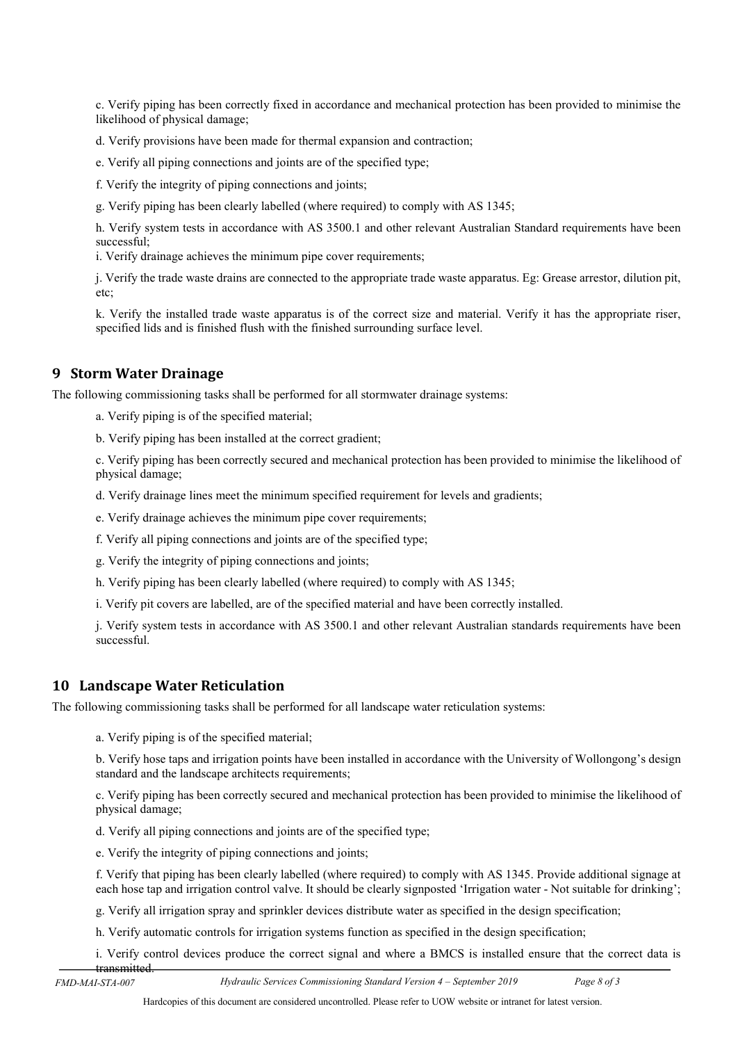c. Verify piping has been correctly fixed in accordance and mechanical protection has been provided to minimise the likelihood of physical damage;

d. Verify provisions have been made for thermal expansion and contraction;

e. Verify all piping connections and joints are of the specified type;

f. Verify the integrity of piping connections and joints;

g. Verify piping has been clearly labelled (where required) to comply with AS 1345;

h. Verify system tests in accordance with AS 3500.1 and other relevant Australian Standard requirements have been successful;

i. Verify drainage achieves the minimum pipe cover requirements;

j. Verify the trade waste drains are connected to the appropriate trade waste apparatus. Eg: Grease arrestor, dilution pit, etc;

k. Verify the installed trade waste apparatus is of the correct size and material. Verify it has the appropriate riser, specified lids and is finished flush with the finished surrounding surface level.

# 9 Storm Water Drainage

The following commissioning tasks shall be performed for all stormwater drainage systems:

a. Verify piping is of the specified material;

b. Verify piping has been installed at the correct gradient;

c. Verify piping has been correctly secured and mechanical protection has been provided to minimise the likelihood of physical damage;

d. Verify drainage lines meet the minimum specified requirement for levels and gradients;

e. Verify drainage achieves the minimum pipe cover requirements;

f. Verify all piping connections and joints are of the specified type;

g. Verify the integrity of piping connections and joints;

h. Verify piping has been clearly labelled (where required) to comply with AS 1345;

i. Verify pit covers are labelled, are of the specified material and have been correctly installed.

j. Verify system tests in accordance with AS 3500.1 and other relevant Australian standards requirements have been successful.

# 10 Landscape Water Reticulation

The following commissioning tasks shall be performed for all landscape water reticulation systems:

a. Verify piping is of the specified material;

b. Verify hose taps and irrigation points have been installed in accordance with the University of Wollongong's design standard and the landscape architects requirements;

c. Verify piping has been correctly secured and mechanical protection has been provided to minimise the likelihood of physical damage;

d. Verify all piping connections and joints are of the specified type;

e. Verify the integrity of piping connections and joints;

f. Verify that piping has been clearly labelled (where required) to comply with AS 1345. Provide additional signage at each hose tap and irrigation control valve. It should be clearly signposted 'Irrigation water - Not suitable for drinking';

g. Verify all irrigation spray and sprinkler devices distribute water as specified in the design specification;

h. Verify automatic controls for irrigation systems function as specified in the design specification;

i. Verify control devices produce the correct signal and where a BMCS is installed ensure that the correct data is transmitted.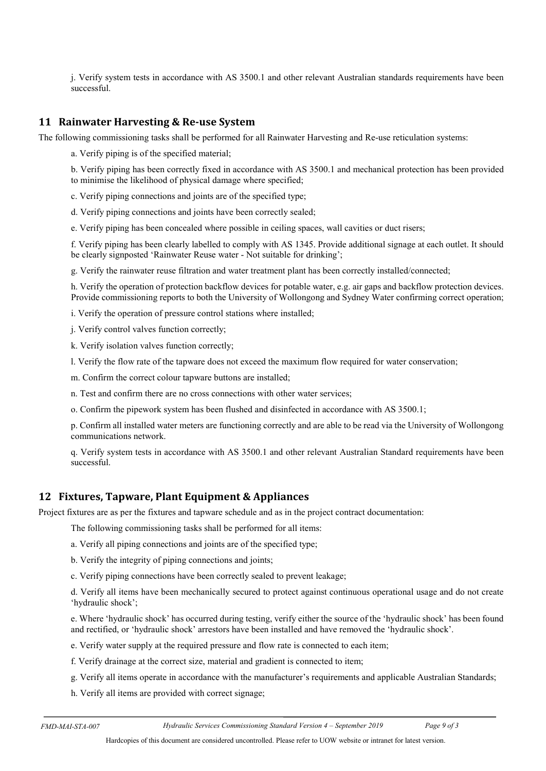j. Verify system tests in accordance with AS 3500.1 and other relevant Australian standards requirements have been successful.

## 11 Rainwater Harvesting & Re-use System

The following commissioning tasks shall be performed for all Rainwater Harvesting and Re-use reticulation systems:

a. Verify piping is of the specified material;

b. Verify piping has been correctly fixed in accordance with AS 3500.1 and mechanical protection has been provided to minimise the likelihood of physical damage where specified;

c. Verify piping connections and joints are of the specified type;

d. Verify piping connections and joints have been correctly sealed;

e. Verify piping has been concealed where possible in ceiling spaces, wall cavities or duct risers;

f. Verify piping has been clearly labelled to comply with AS 1345. Provide additional signage at each outlet. It should be clearly signposted 'Rainwater Reuse water - Not suitable for drinking';

g. Verify the rainwater reuse filtration and water treatment plant has been correctly installed/connected;

h. Verify the operation of protection backflow devices for potable water, e.g. air gaps and backflow protection devices. Provide commissioning reports to both the University of Wollongong and Sydney Water confirming correct operation;

i. Verify the operation of pressure control stations where installed;

j. Verify control valves function correctly;

k. Verify isolation valves function correctly;

l. Verify the flow rate of the tapware does not exceed the maximum flow required for water conservation;

m. Confirm the correct colour tapware buttons are installed;

n. Test and confirm there are no cross connections with other water services;

o. Confirm the pipework system has been flushed and disinfected in accordance with AS 3500.1;

p. Confirm all installed water meters are functioning correctly and are able to be read via the University of Wollongong communications network.

q. Verify system tests in accordance with AS 3500.1 and other relevant Australian Standard requirements have been successful.

## 12 Fixtures, Tapware, Plant Equipment & Appliances

Project fixtures are as per the fixtures and tapware schedule and as in the project contract documentation:

The following commissioning tasks shall be performed for all items:

a. Verify all piping connections and joints are of the specified type;

b. Verify the integrity of piping connections and joints;

c. Verify piping connections have been correctly sealed to prevent leakage;

d. Verify all items have been mechanically secured to protect against continuous operational usage and do not create 'hydraulic shock';

e. Where 'hydraulic shock' has occurred during testing, verify either the source of the 'hydraulic shock' has been found and rectified, or 'hydraulic shock' arrestors have been installed and have removed the 'hydraulic shock'.

e. Verify water supply at the required pressure and flow rate is connected to each item;

f. Verify drainage at the correct size, material and gradient is connected to item;

g. Verify all items operate in accordance with the manufacturer's requirements and applicable Australian Standards;

h. Verify all items are provided with correct signage;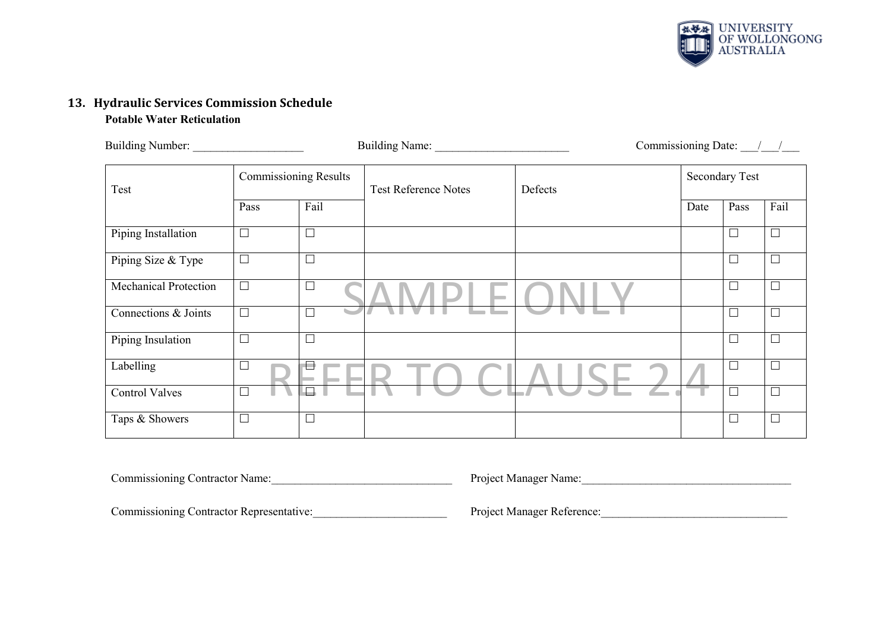## 13. Hydraulic Services Commission Schedule

**Potable Water Reticulation**

Building Number: ___________________ Building Name: _______________________ Commissioning Date: ___/___/___

| Test | Commissioning Results | | Test Reference Notes | Defects | Secondary Test | | |
|---|---|---|---|---|---|---|---|
| | Pass | Fail | | | Date | Pass | Fail |
| Piping Installation | ☐ | ☐ | | | | ☐ | ☐ |
| Piping Size & Type | ☐ | ☐ | | | | ☐ | ☐ |
| Mechanical Protection | ☐ | ☐ | | | | ☐ | ☐ |
| Connections & Joints | ☐ | ☐ | | | | ☐ | ☐ |
| Piping Insulation | ☐ | ☐ | | | | ☐ | ☐ |
| Labelling | ☐ | ☐ | | | | ☐ | ☐ |
| Control Valves | ☐ | ☐ | | | | ☐ | ☐ |
| Taps & Showers | ☐ | ☐ | | | | ☐ | ☐ |

SAMPLE ONLY

REFER TO CLAUSE 2.4

Commissioning Contractor Name:_______________________________ Project Manager Name:____________________________________

Commissioning Contractor Representative:_______________________ Project Manager Reference:________________________________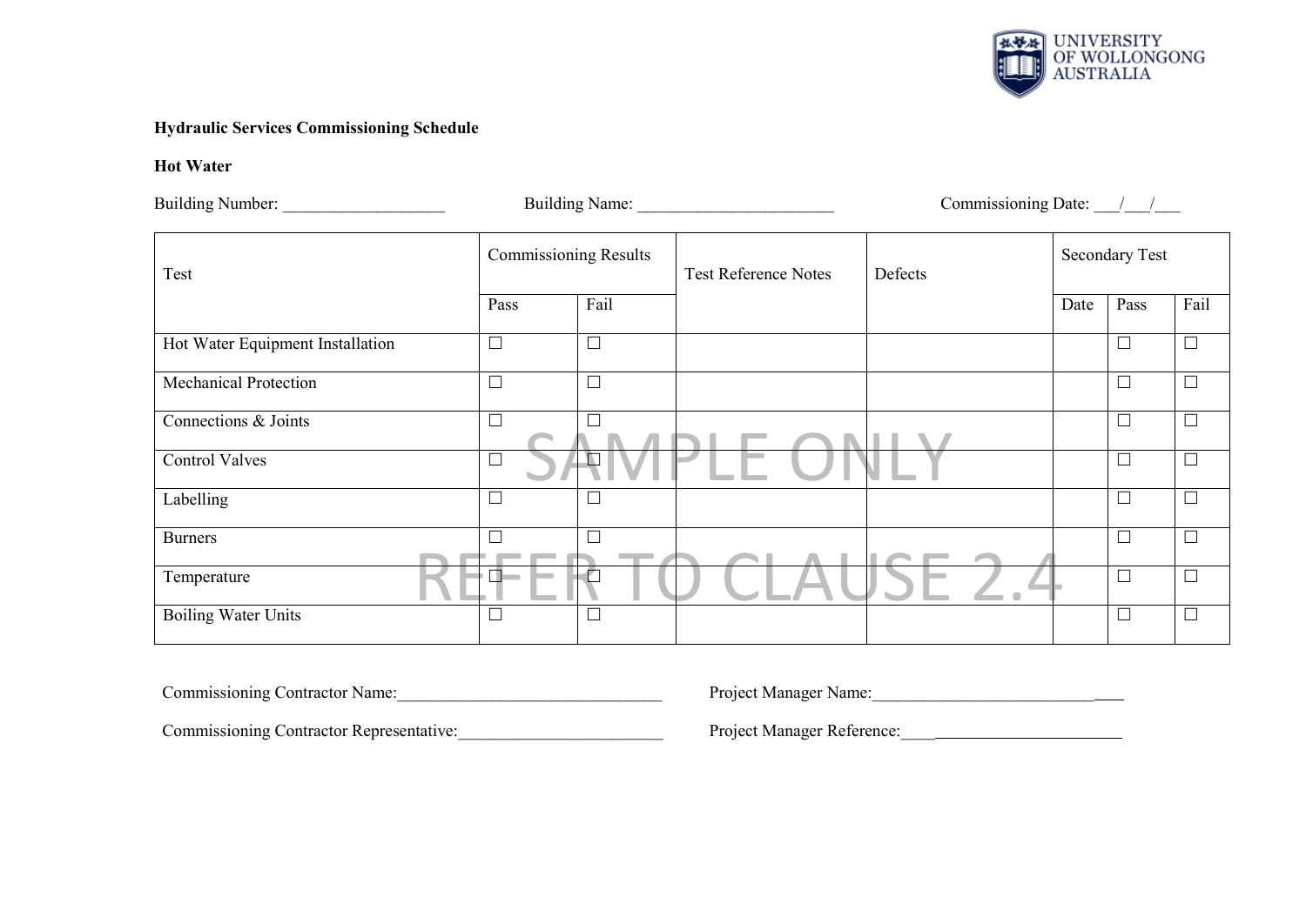**Hydraulic Services Commissioning Schedule**

**Hot Water**

Building Number: ___________________ Building Name: _______________________ Commissioning Date: ___/___/___

| Test | Commissioning Results | | Test Reference Notes | Defects | Secondary Test | | |
|---|---|---|---|---|---|---|---|
| | Pass | Fail | | | Date | Pass | Fail |
| Hot Water Equipment Installation | ☐ | ☐ | | | | ☐ | ☐ |
| Mechanical Protection | ☐ | ☐ | | | | ☐ | ☐ |
| Connections & Joints | ☐ | ☐ | | | | ☐ | ☐ |
| Control Valves | ☐ | ☐ | | | | ☐ | ☐ |
| Labelling | ☐ | ☐ | | | | ☐ | ☐ |
| Burners | ☐ | ☐ | | | | ☐ | ☐ |
| Temperature | ☐ | ☐ | | | | ☐ | ☐ |
| Boiling Water Units | ☐ | ☐ | | | | ☐ | ☐ |

SAMPLE ONLY

REFER TO CLAUSE 2.4

Commissioning Contractor Name:_______________________________ Project Manager Name:_____________________________

Commissioning Contractor Representative:________________________ Project Manager Reference:___________________________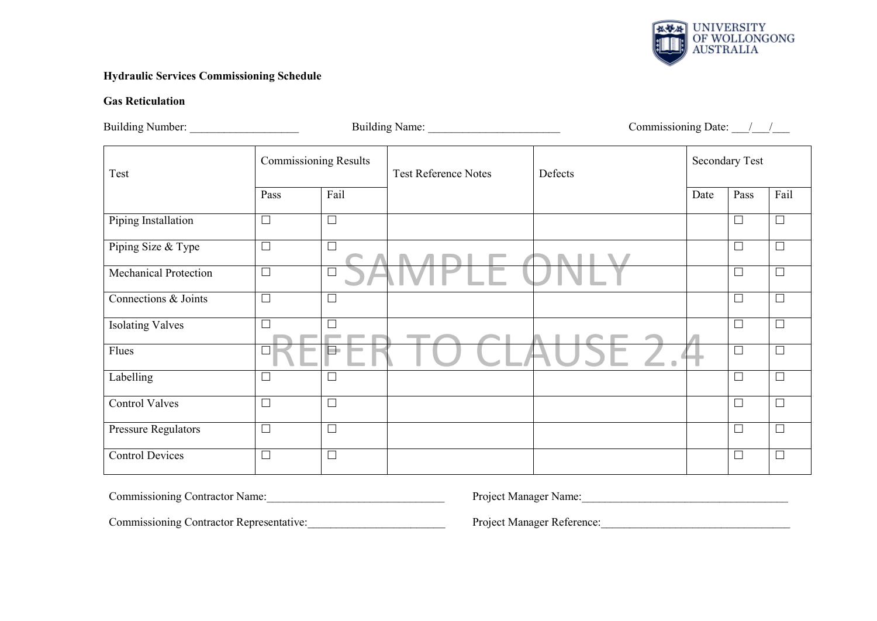**Hydraulic Services Commissioning Schedule**

**Gas Reticulation**

Building Number: ___________________ Building Name: _______________________ Commissioning Date: ___/___/___

| Test | Commissioning Results | | Test Reference Notes | Defects | Secondary Test | | |
|---|---|---|---|---|---|---|---|
| | Pass | Fail | | | Date | Pass | Fail |
| Piping Installation | ☐ | ☐ | | | | ☐ | ☐ |
| Piping Size & Type | ☐ | ☐ | | | | ☐ | ☐ |
| Mechanical Protection | ☐ | ☐ | | | | ☐ | ☐ |
| Connections & Joints | ☐ | ☐ | | | | ☐ | ☐ |
| Isolating Valves | ☐ | ☐ | | | | ☐ | ☐ |
| Flues | ☐ | ☐ | | | | ☐ | ☐ |
| Labelling | ☐ | ☐ | | | | ☐ | ☐ |
| Control Valves | ☐ | ☐ | | | | ☐ | ☐ |
| Pressure Regulators | ☐ | ☐ | | | | ☐ | ☐ |
| Control Devices | ☐ | ☐ | | | | ☐ | ☐ |

SAMPLE ONLY

REFER TO CLAUSE 2.4

Commissioning Contractor Name:_______________________________ Project Manager Name:____________________________________

Commissioning Contractor Representative:________________________ Project Manager Reference:_________________________________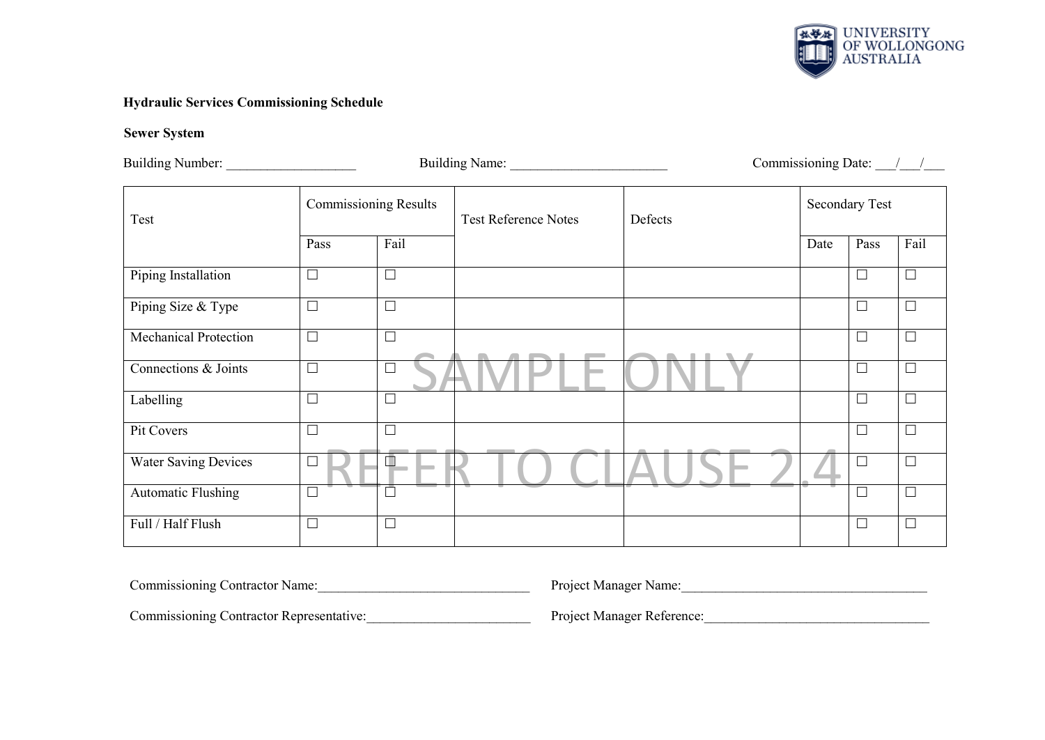**Hydraulic Services Commissioning Schedule**

**Sewer System**

Building Number: ___________________ Building Name: _______________________ Commissioning Date: ___/___/___

| Test | Commissioning Results | | Test Reference Notes | Defects | Secondary Test | | |
|---|---|---|---|---|---|---|---|
| | Pass | Fail | | | Date | Pass | Fail |
| Piping Installation | ☐ | ☐ | | | | ☐ | ☐ |
| Piping Size & Type | ☐ | ☐ | | | | ☐ | ☐ |
| Mechanical Protection | ☐ | ☐ | | | | ☐ | ☐ |
| Connections & Joints | ☐ | ☐ | | | | ☐ | ☐ |
| Labelling | ☐ | ☐ | | | | ☐ | ☐ |
| Pit Covers | ☐ | ☐ | | | | ☐ | ☐ |
| Water Saving Devices | ☐ | ☐ | | | | ☐ | ☐ |
| Automatic Flushing | ☐ | ☐ | | | | ☐ | ☐ |
| Full / Half Flush | ☐ | ☐ | | | | ☐ | ☐ |

SAMPLE ONLY

REFER TO CLAUSE 2.4

Commissioning Contractor Name:_______________________________ Project Manager Name:____________________________________

Commissioning Contractor Representative:_________________________ Project Manager Reference:__________________________________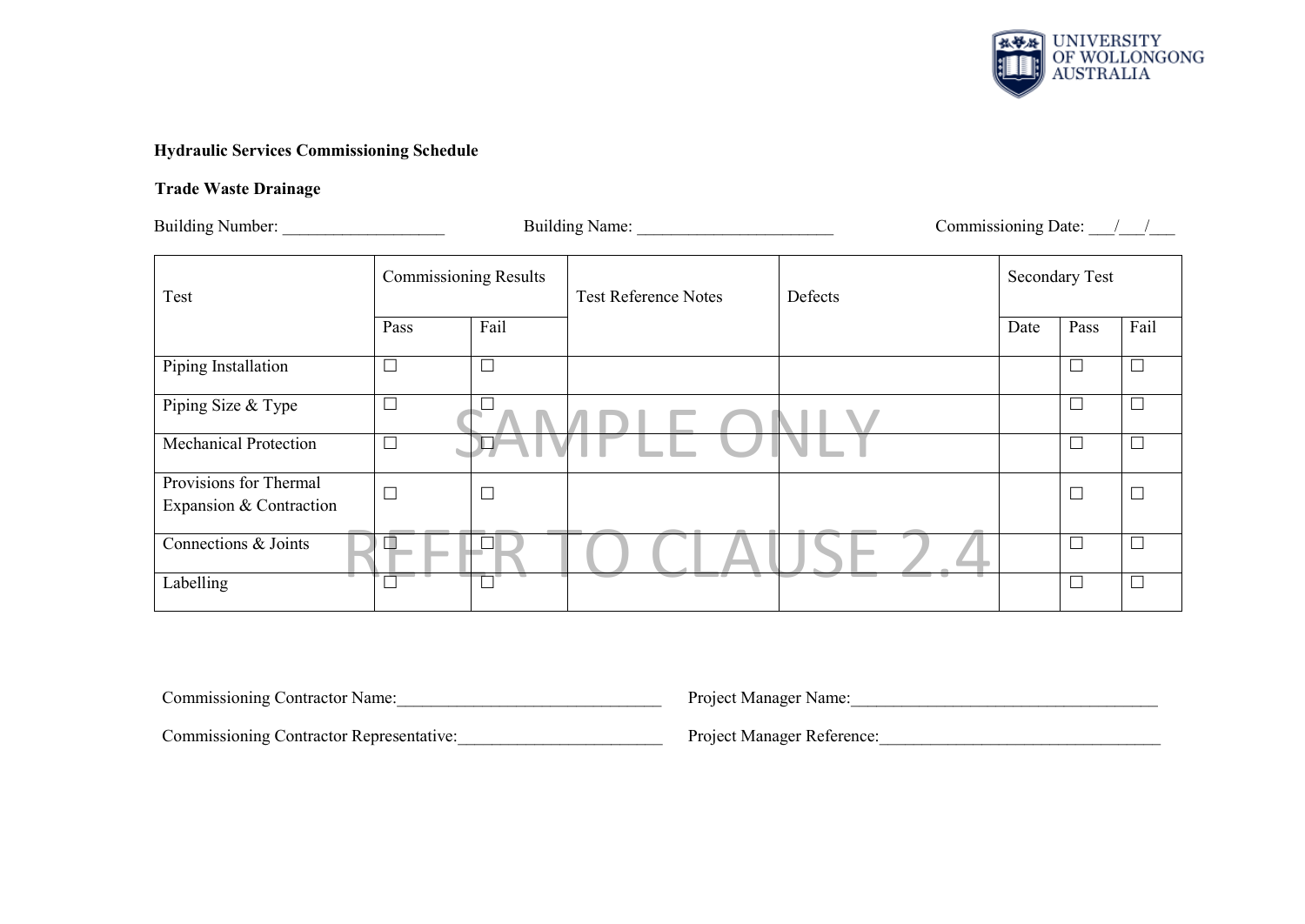**Hydraulic Services Commissioning Schedule**

**Trade Waste Drainage**

Building Number: ___________________ Building Name: _______________________ Commissioning Date: ___/___/___

| Test | Commissioning Results | | Test Reference Notes | Defects | Secondary Test | | |
|---|---|---|---|---|---|---|---|
| | Pass | Fail | | | Date | Pass | Fail |
| Piping Installation | ☐ | ☐ | | | | ☐ | ☐ |
| Piping Size & Type | ☐ | ☐ | | | | ☐ | ☐ |
| Mechanical Protection | ☐ | ☐ | | | | ☐ | ☐ |
| Provisions for Thermal Expansion & Contraction | ☐ | ☐ | | | | ☐ | ☐ |
| Connections & Joints | ☐ | ☐ | | | | ☐ | ☐ |
| Labelling | ☐ | ☐ | | | | ☐ | ☐ |

SAMPLE ONLY

REFER TO CLAUSE 2.4

Commissioning Contractor Name:_______________________________ Project Manager Name:____________________________________

Commissioning Contractor Representative:________________________ Project Manager Reference:_________________________________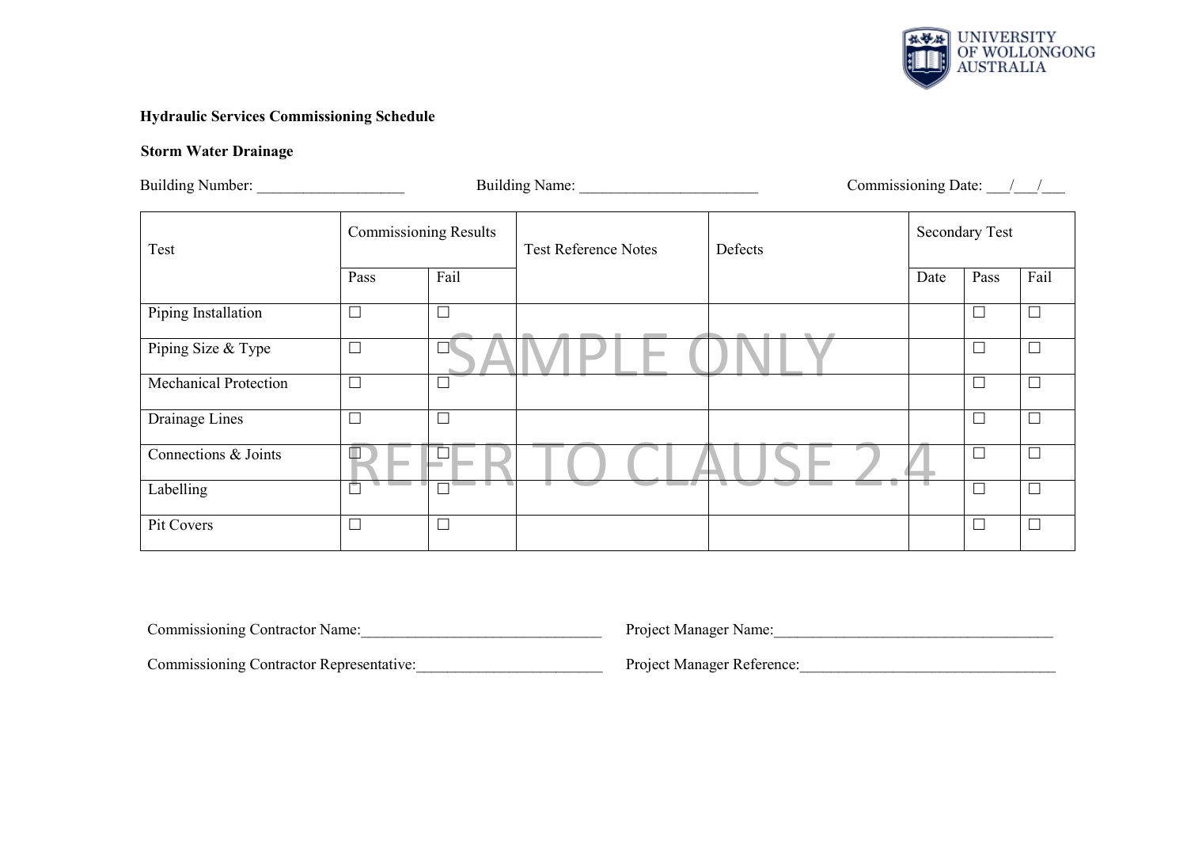UNIVERSITY OF WOLLONGONG AUSTRALIA

**Hydraulic Services Commissioning Schedule**

**Storm Water Drainage**

Building Number: ___________________ Building Name: _______________________ Commissioning Date: ___/___/___

| Test | Commissioning Results | | Test Reference Notes | Defects | Secondary Test | | |
|---|---|---|---|---|---|---|---|
| | Pass | Fail | | | Date | Pass | Fail |
| Piping Installation | ☐ | ☐ | | | | ☐ | ☐ |
| Piping Size & Type | ☐ | ☐ | | | | ☐ | ☐ |
| Mechanical Protection | ☐ | ☐ | | | | ☐ | ☐ |
| Drainage Lines | ☐ | ☐ | | | | ☐ | ☐ |
| Connections & Joints | ☐ | ☐ | | | | ☐ | ☐ |
| Labelling | ☐ | ☐ | | | | ☐ | ☐ |
| Pit Covers | ☐ | ☐ | | | | ☐ | ☐ |

SAMPLE ONLY

REFER TO CLAUSE 2.4

Commissioning Contractor Name:_______________________________ Project Manager Name:____________________________________

Commissioning Contractor Representative:________________________ Project Manager Reference:_________________________________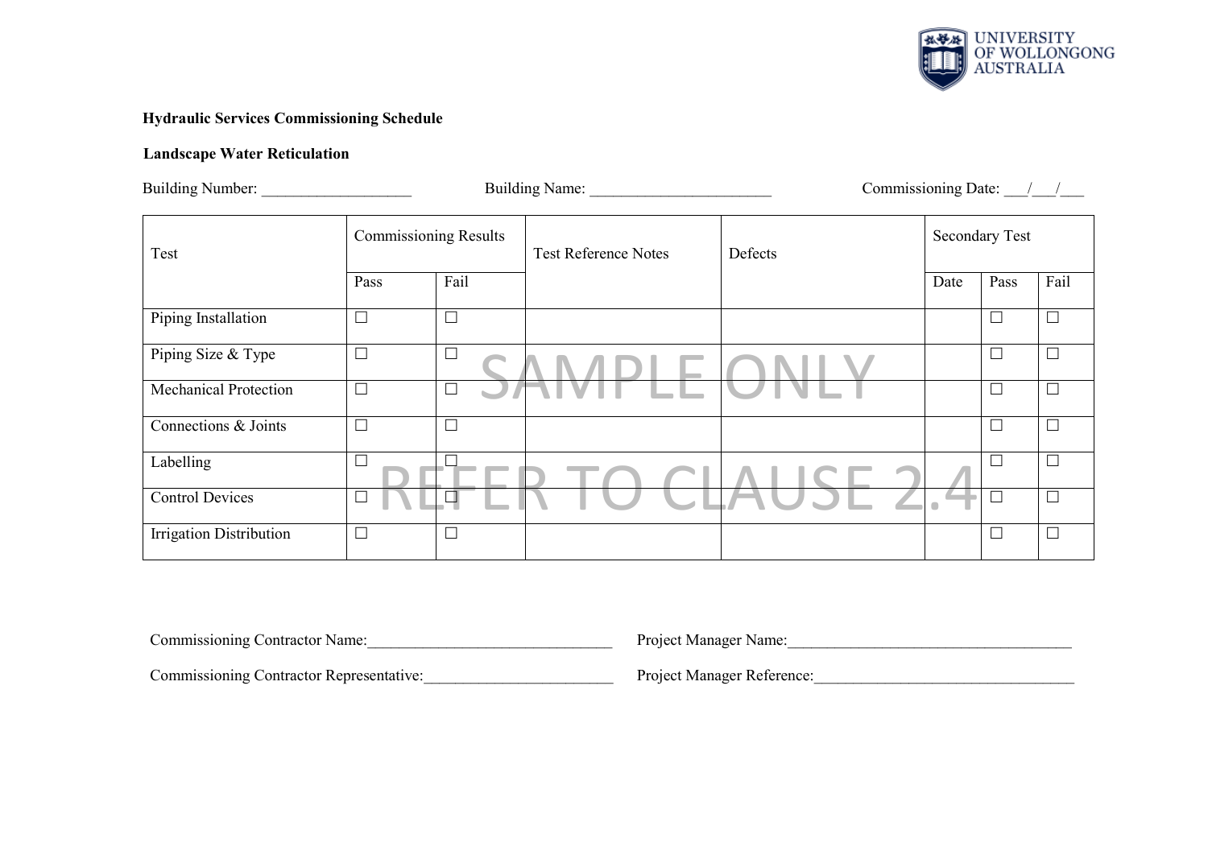UNIVERSITY OF WOLLONGONG AUSTRALIA

**Hydraulic Services Commissioning Schedule**

**Landscape Water Reticulation**

Building Number: ___________________ Building Name: _______________________ Commissioning Date: ___/___/___

| Test | Commissioning Results | | Test Reference Notes | Defects | Secondary Test | | |
|---|---|---|---|---|---|---|---|
| | Pass | Fail | | | Date | Pass | Fail |
| Piping Installation | ☐ | ☐ | | | | ☐ | ☐ |
| Piping Size & Type | ☐ | ☐ | | | | ☐ | ☐ |
| Mechanical Protection | ☐ | ☐ | | | | ☐ | ☐ |
| Connections & Joints | ☐ | ☐ | | | | ☐ | ☐ |
| Labelling | ☐ | ☐ | | | | ☐ | ☐ |
| Control Devices | ☐ | ☐ | | | | ☐ | ☐ |
| Irrigation Distribution | ☐ | ☐ | | | | ☐ | ☐ |

SAMPLE ONLY

REFER TO CLAUSE 2.4

Commissioning Contractor Name:_______________________________ Project Manager Name:____________________________________

Commissioning Contractor Representative:________________________ Project Manager Reference:_________________________________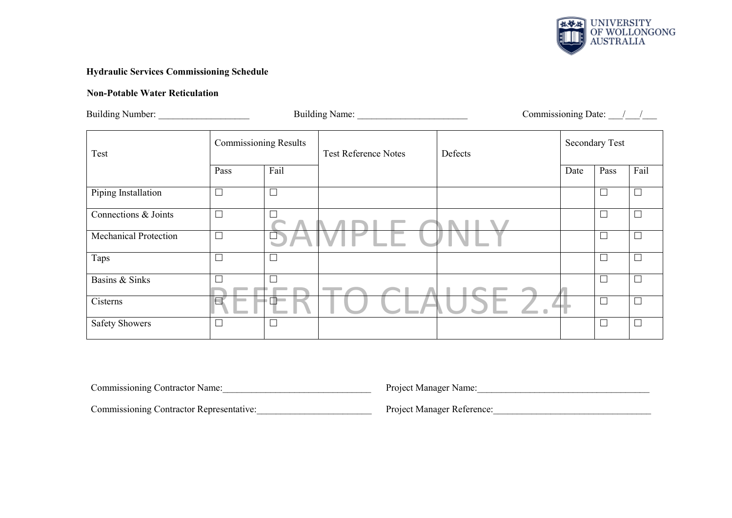**Hydraulic Services Commissioning Schedule**

**Non-Potable Water Reticulation**

Building Number: ___________________ Building Name: _______________________ Commissioning Date: ___/___/___

| Test | Commissioning Results | | Test Reference Notes | Defects | Secondary Test | | |
|---|---|---|---|---|---|---|---|
| | Pass | Fail | | | Date | Pass | Fail |
| Piping Installation | ☐ | ☐ | | | | ☐ | ☐ |
| Connections & Joints | ☐ | ☐ | | | | ☐ | ☐ |
| Mechanical Protection | ☐ | ☐ | | | | ☐ | ☐ |
| Taps | ☐ | ☐ | | | | ☐ | ☐ |
| Basins & Sinks | ☐ | ☐ | | | | ☐ | ☐ |
| Cisterns | ☐ | ☐ | | | | ☐ | ☐ |
| Safety Showers | ☐ | ☐ | | | | ☐ | ☐ |

SAMPLE ONLY

REFER TO CLAUSE 2.4

Commissioning Contractor Name:_______________________________ Project Manager Name:____________________________________

Commissioning Contractor Representative:________________________ Project Manager Reference:_________________________________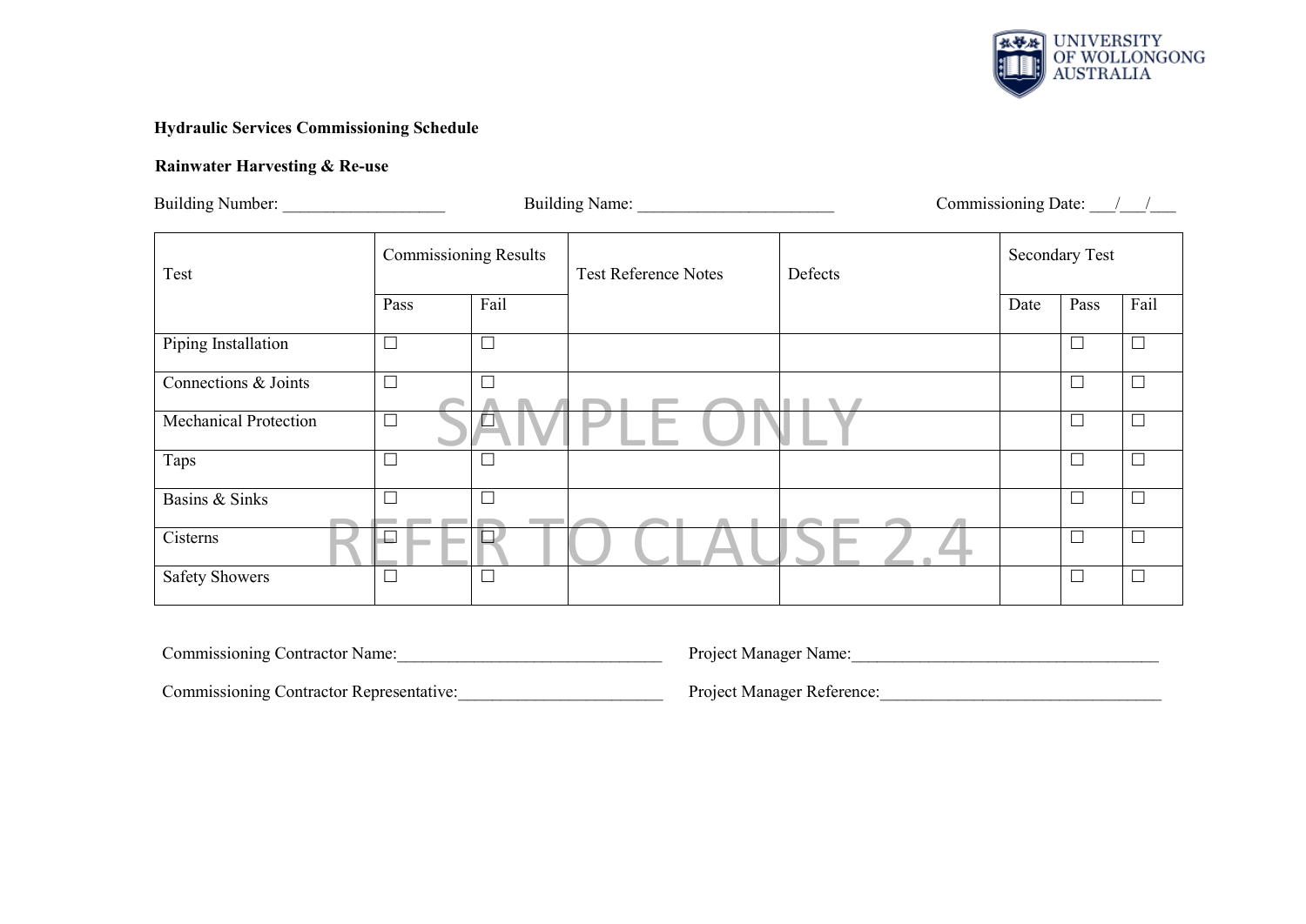**Hydraulic Services Commissioning Schedule**

**Rainwater Harvesting & Re-use**

Building Number: ___________________ Building Name: _______________________ Commissioning Date: ___/___/___

| Test | Commissioning Results | | Test Reference Notes | Defects | Secondary Test | | |
|---|---|---|---|---|---|---|---|
| | Pass | Fail | | | Date | Pass | Fail |
| Piping Installation | ☐ | ☐ | | | | ☐ | ☐ |
| Connections & Joints | ☐ | ☐ | | | | ☐ | ☐ |
| Mechanical Protection | ☐ | ☐ | | | | ☐ | ☐ |
| Taps | ☐ | ☐ | | | | ☐ | ☐ |
| Basins & Sinks | ☐ | ☐ | | | | ☐ | ☐ |
| Cisterns | ☐ | ☐ | | | | ☐ | ☐ |
| Safety Showers | ☐ | ☐ | | | | ☐ | ☐ |

SAMPLE ONLY

REFER TO CLAUSE 2.4

Commissioning Contractor Name:_______________________________ Project Manager Name:____________________________________

Commissioning Contractor Representative:________________________ Project Manager Reference:_________________________________